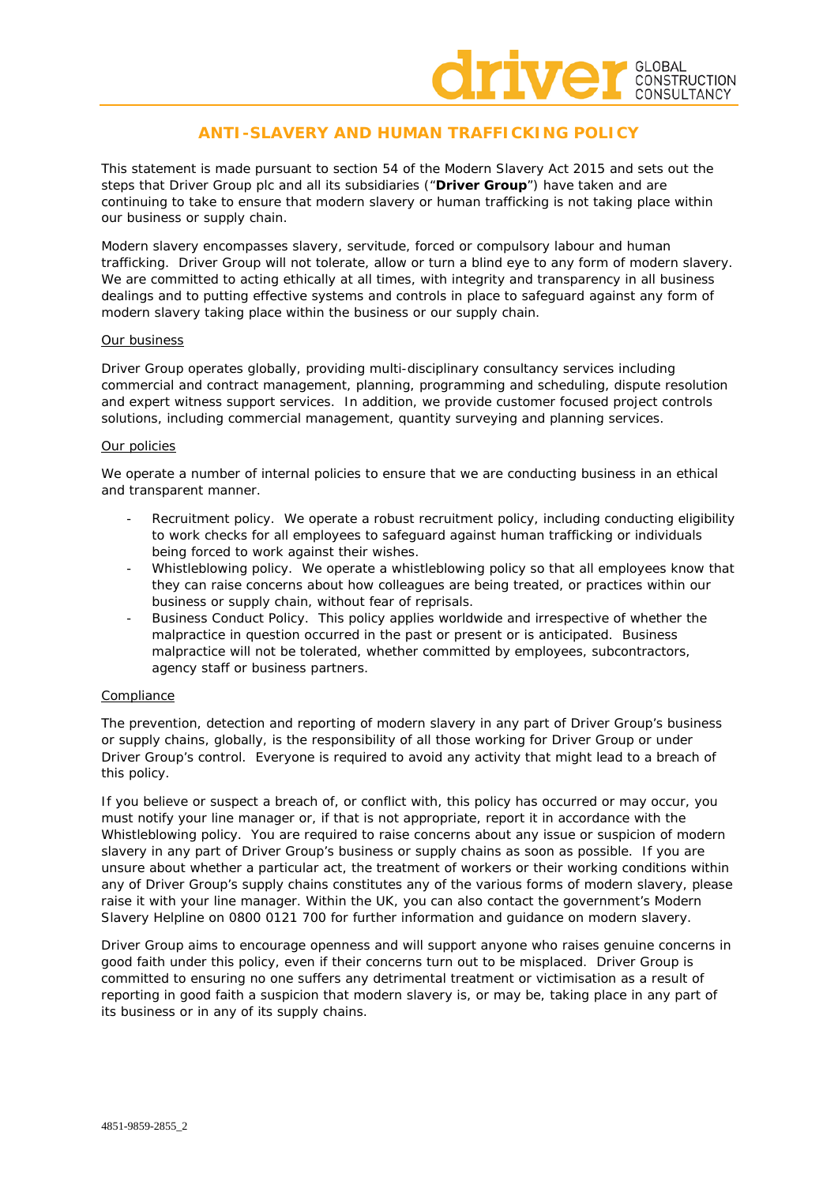# ANTI-SLAVERY AND HUMAN TRAFFICKING POLICY

This statement is made pursuant to section 54 of the Modern Slavery Act 2015 and sets out the steps that Driver Group plc and all its subsidiaries ("**Driver Group**") have taken and are continuing to take to ensure that modern slavery or human trafficking is not taking place within our business or supply chain.

Modern slavery encompasses slavery, servitude, forced or compulsory labour and human trafficking. Driver Group will not tolerate, allow or turn a blind eye to any form of modern slavery. We are committed to acting ethically at all times, with integrity and transparency in all business dealings and to putting effective systems and controls in place to safeguard against any form of modern slavery taking place within the business or our supply chain.

## Our business

Driver Group operates globally, providing multi-disciplinary consultancy services including commercial and contract management, planning, programming and scheduling, dispute resolution and expert witness support services. In addition, we provide customer focused project controls solutions, including commercial management, quantity surveying and planning services.

## Our policies

We operate a number of internal policies to ensure that we are conducting business in an ethical and transparent manner.

- Recruitment policy. We operate a robust recruitment policy, including conducting eligibility to work checks for all employees to safeguard against human trafficking or individuals being forced to work against their wishes.
- Whistleblowing policy. We operate a whistleblowing policy so that all employees know that they can raise concerns about how colleagues are being treated, or practices within our business or supply chain, without fear of reprisals.
- Business Conduct Policy. This policy applies worldwide and irrespective of whether the malpractice in question occurred in the past or present or is anticipated. Business malpractice will not be tolerated, whether committed by employees, subcontractors, agency staff or business partners.

## Compliance

The prevention, detection and reporting of modern slavery in any part of Driver Group's business or supply chains, globally, is the responsibility of all those working for Driver Group or under Driver Group's control. Everyone is required to avoid any activity that might lead to a breach of this policy.

If you believe or suspect a breach of, or conflict with, this policy has occurred or may occur, you must notify your line manager or, if that is not appropriate, report it in accordance with the Whistleblowing policy. You are required to raise concerns about any issue or suspicion of modern slavery in any part of Driver Group's business or supply chains as soon as possible. If you are unsure about whether a particular act, the treatment of workers or their working conditions within any of Driver Group's supply chains constitutes any of the various forms of modern slavery, please raise it with your line manager. Within the UK, you can also contact the government's Modern Slavery Helpline on 0800 0121 700 for further information and guidance on modern slavery.

Driver Group aims to encourage openness and will support anyone who raises genuine concerns in good faith under this policy, even if their concerns turn out to be misplaced. Driver Group is committed to ensuring no one suffers any detrimental treatment or victimisation as a result of reporting in good faith a suspicion that modern slavery is, or may be, taking place in any part of its business or in any of its supply chains.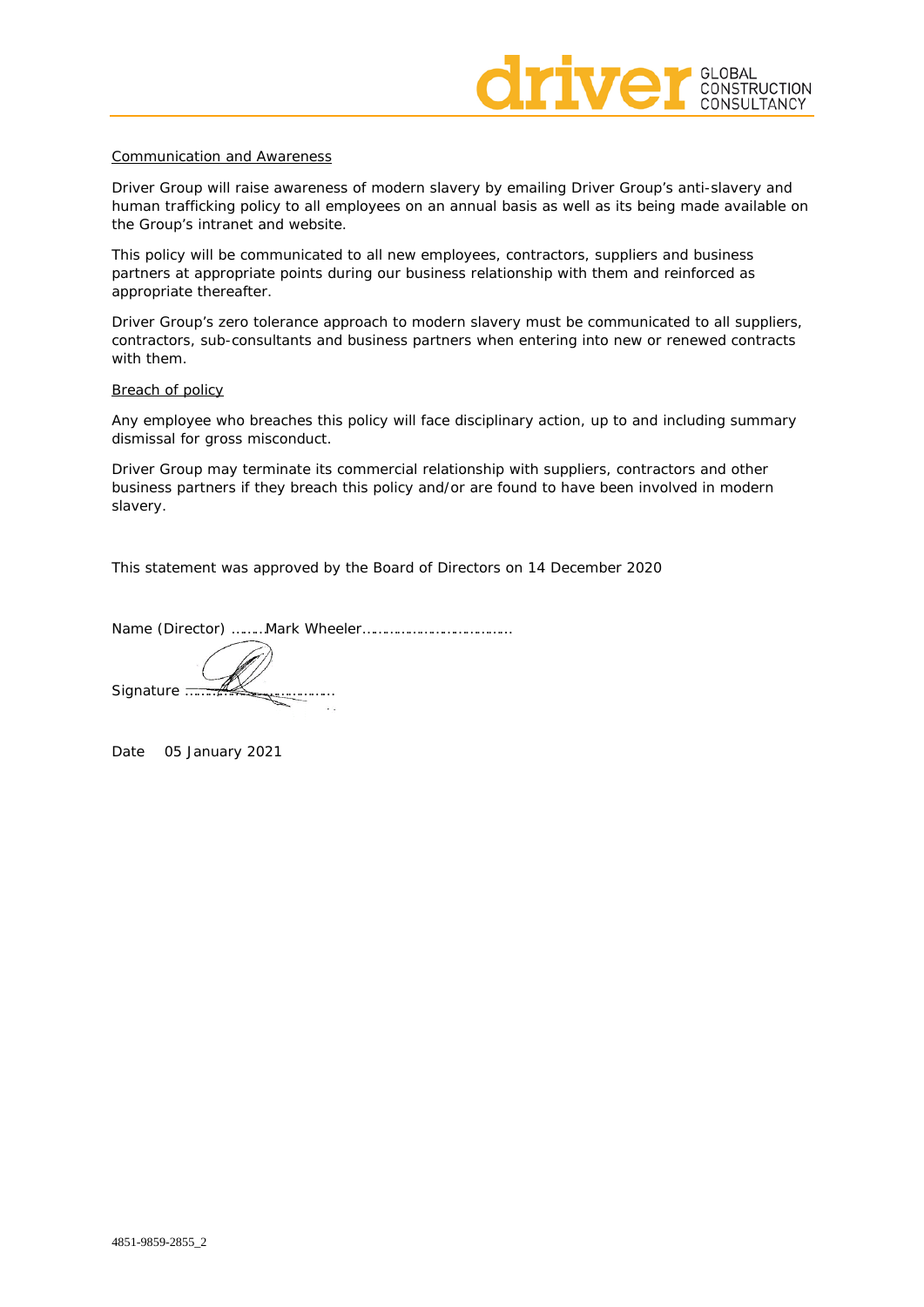Communication and Awareness

Driver Group will raise awareness of modern slavery by emailing Driver Group's anti-slavery and human trafficking policy to all employees on an annual basis as well as its being made available on the Group's intranet and website.

This policy will be communicated to all new employees, contractors, suppliers and business partners at appropriate points during our business relationship with them and reinforced as appropriate thereafter.

Driver Group's zero tolerance approach to modern slavery must be communicated to all suppliers, contractors, sub-consultants and business partners when entering into new or renewed contracts with them.

Breach of policy

Any employee who breaches this policy will face disciplinary action, up to and including summary dismissal for gross misconduct.

Driver Group may terminate its commercial relationship with suppliers, contractors and other business partners if they breach this policy and/or are found to have been involved in modern slavery.

This statement was approved by the Board of Directors on 14 December 2020

Name (Director) ........Mark Wheeler..................................

Signature ..................................

Date 05 January 2021

4851-9859-2855_2